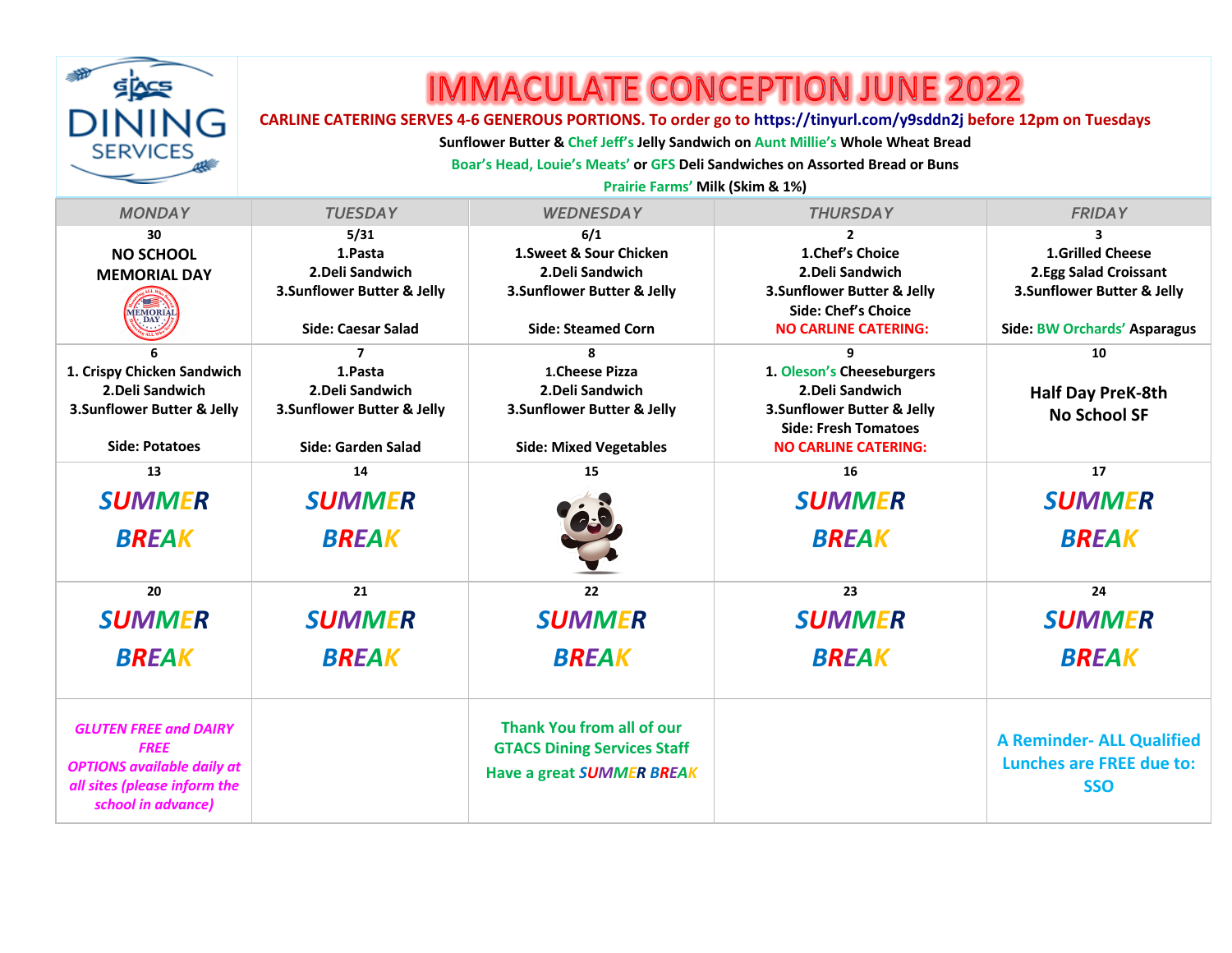# IMMACULATE CONCEPTION JUNE 2022

**CARLINE CATERING SERVES 4-6 GENEROUS PORTIONS. To order go to https://tinyurl.com/y9sddn2j before 12pm on Tuesdays**

**Sunflower Butter & Chef Jeff's Jelly Sandwich on Aunt Millie's Whole Wheat Bread**

**Boar's Head, Louie's Meats' or GFS Deli Sandwiches on Assorted Bread or Buns**

**Prairie Farms' Milk (Skim & 1%)**

| MONDAY | TUESDAY | WEDNESDAY | THURSDAY | FRIDAY |
|---|---|---|---|---|
| 30<br>**NO SCHOOL MEMORIAL DAY** | 5/31<br>1.Pasta<br>2.Deli Sandwich<br>3.Sunflower Butter & Jelly<br><br>Side: Caesar Salad | 6/1<br>1.Sweet & Sour Chicken<br>2.Deli Sandwich<br>3.Sunflower Butter & Jelly<br><br>Side: Steamed Corn | 2<br>1.Chef's Choice<br>2.Deli Sandwich<br>3.Sunflower Butter & Jelly<br>Side: Chef's Choice<br>NO CARLINE CATERING: | 3<br>1.Grilled Cheese<br>2.Egg Salad Croissant<br>3.Sunflower Butter & Jelly<br><br>Side: BW Orchards' Asparagus |
| 6<br>1. Crispy Chicken Sandwich<br>2.Deli Sandwich<br>3.Sunflower Butter & Jelly<br><br>Side: Potatoes | 7<br>1.Pasta<br>2.Deli Sandwich<br>3.Sunflower Butter & Jelly<br><br>Side: Garden Salad | 8<br>1.Cheese Pizza<br>2.Deli Sandwich<br>3.Sunflower Butter & Jelly<br><br>Side: Mixed Vegetables | 9<br>1. Oleson's Cheeseburgers<br>2.Deli Sandwich<br>3.Sunflower Butter & Jelly<br>Side: Fresh Tomatoes<br>NO CARLINE CATERING: | 10<br>**Half Day PreK-8th No School SF** |
| 13<br>SUMMER BREAK | 14<br>SUMMER BREAK | 15 | 16<br>SUMMER BREAK | 17<br>SUMMER BREAK |
| 20<br>SUMMER BREAK | 21<br>SUMMER BREAK | 22<br>SUMMER BREAK | 23<br>SUMMER BREAK | 24<br>SUMMER BREAK |
| *GLUTEN FREE and DAIRY FREE OPTIONS available daily at all sites (please inform the school in advance)* | | Thank You from all of our GTACS Dining Services Staff<br>Have a great SUMMER BREAK | | A Reminder- ALL Qualified Lunches are FREE due to: SSO |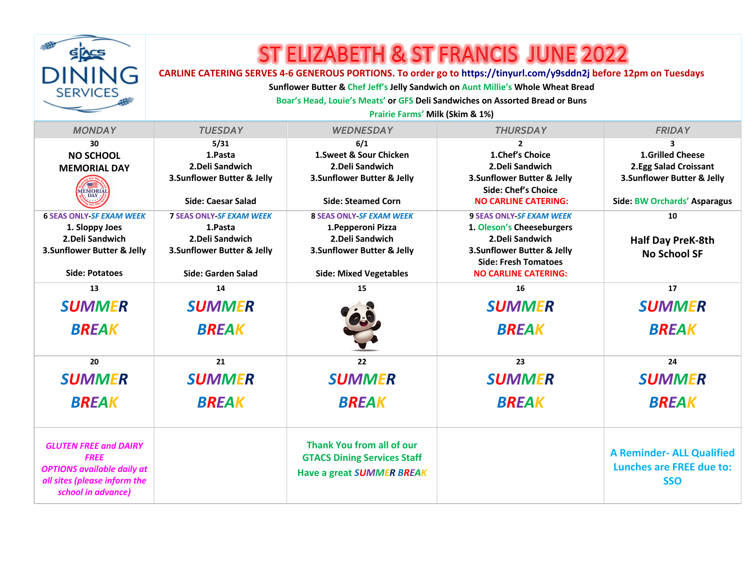# ST ELIZABETH & ST FRANCIS JUNE 2022

GTACS DINING SERVICES

**CARLINE CATERING SERVES 4-6 GENEROUS PORTIONS. To order go to https://tinyurl.com/y9sddn2j before 12pm on Tuesdays**

**Sunflower Butter & Chef Jeff's Jelly Sandwich on Aunt Millie's Whole Wheat Bread**

**Boar's Head, Louie's Meats' or GFS Deli Sandwiches on Assorted Bread or Buns**

**Prairie Farms' Milk (Skim & 1%)**

| MONDAY | TUESDAY | WEDNESDAY | THURSDAY | FRIDAY |
|---|---|---|---|---|
| 30<br>NO SCHOOL<br>MEMORIAL DAY | 5/31<br>1.Pasta<br>2.Deli Sandwich<br>3.Sunflower Butter & Jelly<br><br>Side: Caesar Salad | 6/1<br>1.Sweet & Sour Chicken<br>2.Deli Sandwich<br>3.Sunflower Butter & Jelly<br><br>Side: Steamed Corn | 2<br>1.Chef's Choice<br>2.Deli Sandwich<br>3.Sunflower Butter & Jelly<br>Side: Chef's Choice<br>NO CARLINE CATERING: | 3<br>1.Grilled Cheese<br>2.Egg Salad Croissant<br>3.Sunflower Butter & Jelly<br><br>Side: BW Orchards' Asparagus |
| 6 SEAS ONLY-SF EXAM WEEK<br>1. Sloppy Joes<br>2.Deli Sandwich<br>3.Sunflower Butter & Jelly<br><br>Side: Potatoes | 7 SEAS ONLY-SF EXAM WEEK<br>1.Pasta<br>2.Deli Sandwich<br>3.Sunflower Butter & Jelly<br><br>Side: Garden Salad | 8 SEAS ONLY-SF EXAM WEEK<br>1.Pepperoni Pizza<br>2.Deli Sandwich<br>3.Sunflower Butter & Jelly<br><br>Side: Mixed Vegetables | 9 SEAS ONLY-SF EXAM WEEK<br>1. Oleson's Cheeseburgers<br>2.Deli Sandwich<br>3.Sunflower Butter & Jelly<br>Side: Fresh Tomatoes<br>NO CARLINE CATERING: | 10<br><br>Half Day PreK-8th<br>No School SF |
| 13<br>SUMMER BREAK | 14<br>SUMMER BREAK | 15 | 16<br>SUMMER BREAK | 17<br>SUMMER BREAK |
| 20<br>SUMMER BREAK | 21<br>SUMMER BREAK | 22<br>SUMMER BREAK | 23<br>SUMMER BREAK | 24<br>SUMMER BREAK |
| *GLUTEN FREE and DAIRY FREE OPTIONS available daily at all sites (please inform the school in advance)* | | Thank You from all of our GTACS Dining Services Staff<br>Have a great SUMMER BREAK | | A Reminder- ALL Qualified Lunches are FREE due to: SSO |